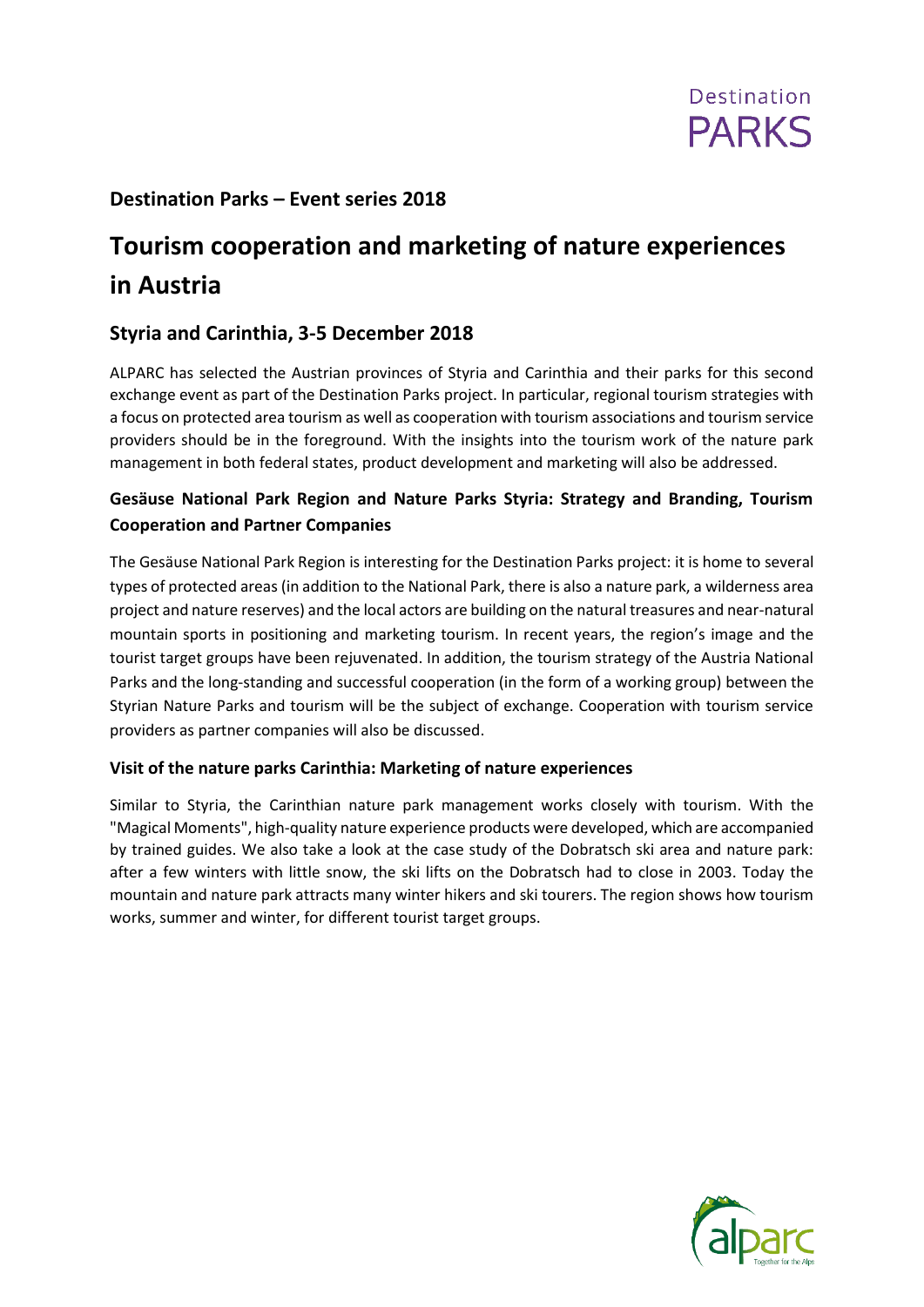## Destination Parks – Event series 2018

# Tourism cooperation and marketing of nature experiences in Austria

## Styria and Carinthia, 3-5 December 2018

ALPARC has selected the Austrian provinces of Styria and Carinthia and their parks for this second exchange event as part of the Destination Parks project. In particular, regional tourism strategies with a focus on protected area tourism as well as cooperation with tourism associations and tourism service providers should be in the foreground. With the insights into the tourism work of the nature park management in both federal states, product development and marketing will also be addressed.

### Gesäuse National Park Region and Nature Parks Styria: Strategy and Branding, Tourism Cooperation and Partner Companies

The Gesäuse National Park Region is interesting for the Destination Parks project: it is home to several types of protected areas (in addition to the National Park, there is also a nature park, a wilderness area project and nature reserves) and the local actors are building on the natural treasures and near-natural mountain sports in positioning and marketing tourism. In recent years, the region's image and the tourist target groups have been rejuvenated. In addition, the tourism strategy of the Austria National Parks and the long-standing and successful cooperation (in the form of a working group) between the Styrian Nature Parks and tourism will be the subject of exchange. Cooperation with tourism service providers as partner companies will also be discussed.

### Visit of the nature parks Carinthia: Marketing of nature experiences

Similar to Styria, the Carinthian nature park management works closely with tourism. With the "Magical Moments", high-quality nature experience products were developed, which are accompanied by trained guides. We also take a look at the case study of the Dobratsch ski area and nature park: after a few winters with little snow, the ski lifts on the Dobratsch had to close in 2003. Today the mountain and nature park attracts many winter hikers and ski tourers. The region shows how tourism works, summer and winter, for different tourist target groups.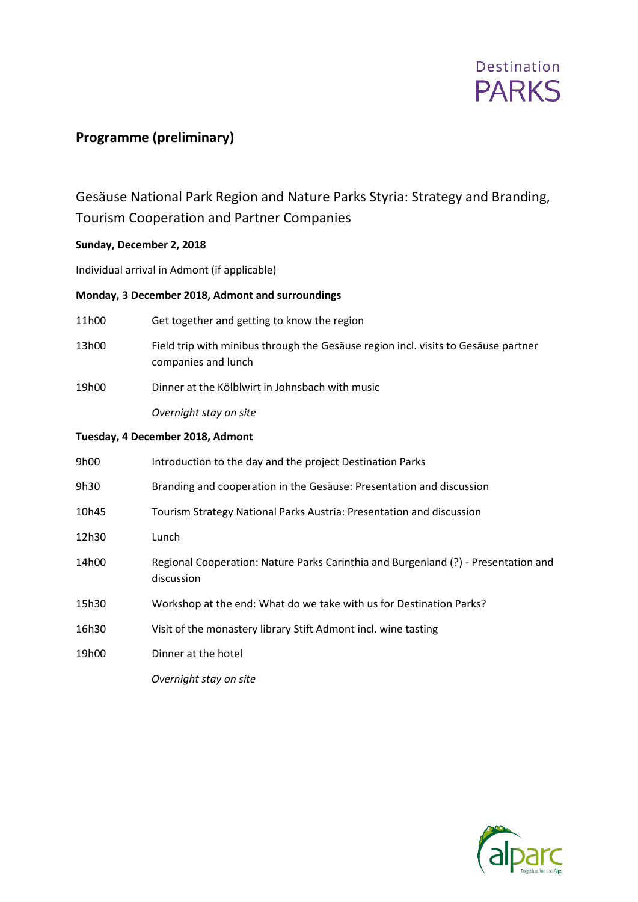## Programme (preliminary)

### Gesäuse National Park Region and Nature Parks Styria: Strategy and Branding, Tourism Cooperation and Partner Companies

**Sunday, December 2, 2018**

Individual arrival in Admont (if applicable)

**Monday, 3 December 2018, Admont and surroundings**

| | |
|---|---|
| 11h00 | Get together and getting to know the region |
| 13h00 | Field trip with minibus through the Gesäuse region incl. visits to Gesäuse partner companies and lunch |
| 19h00 | Dinner at the Kölblwirt in Johnsbach with music |
| | *Overnight stay on site* |

**Tuesday, 4 December 2018, Admont**

| | |
|---|---|
| 9h00 | Introduction to the day and the project Destination Parks |
| 9h30 | Branding and cooperation in the Gesäuse: Presentation and discussion |
| 10h45 | Tourism Strategy National Parks Austria: Presentation and discussion |
| 12h30 | Lunch |
| 14h00 | Regional Cooperation: Nature Parks Carinthia and Burgenland (?) - Presentation and discussion |
| 15h30 | Workshop at the end: What do we take with us for Destination Parks? |
| 16h30 | Visit of the monastery library Stift Admont incl. wine tasting |
| 19h00 | Dinner at the hotel |
| | *Overnight stay on site* |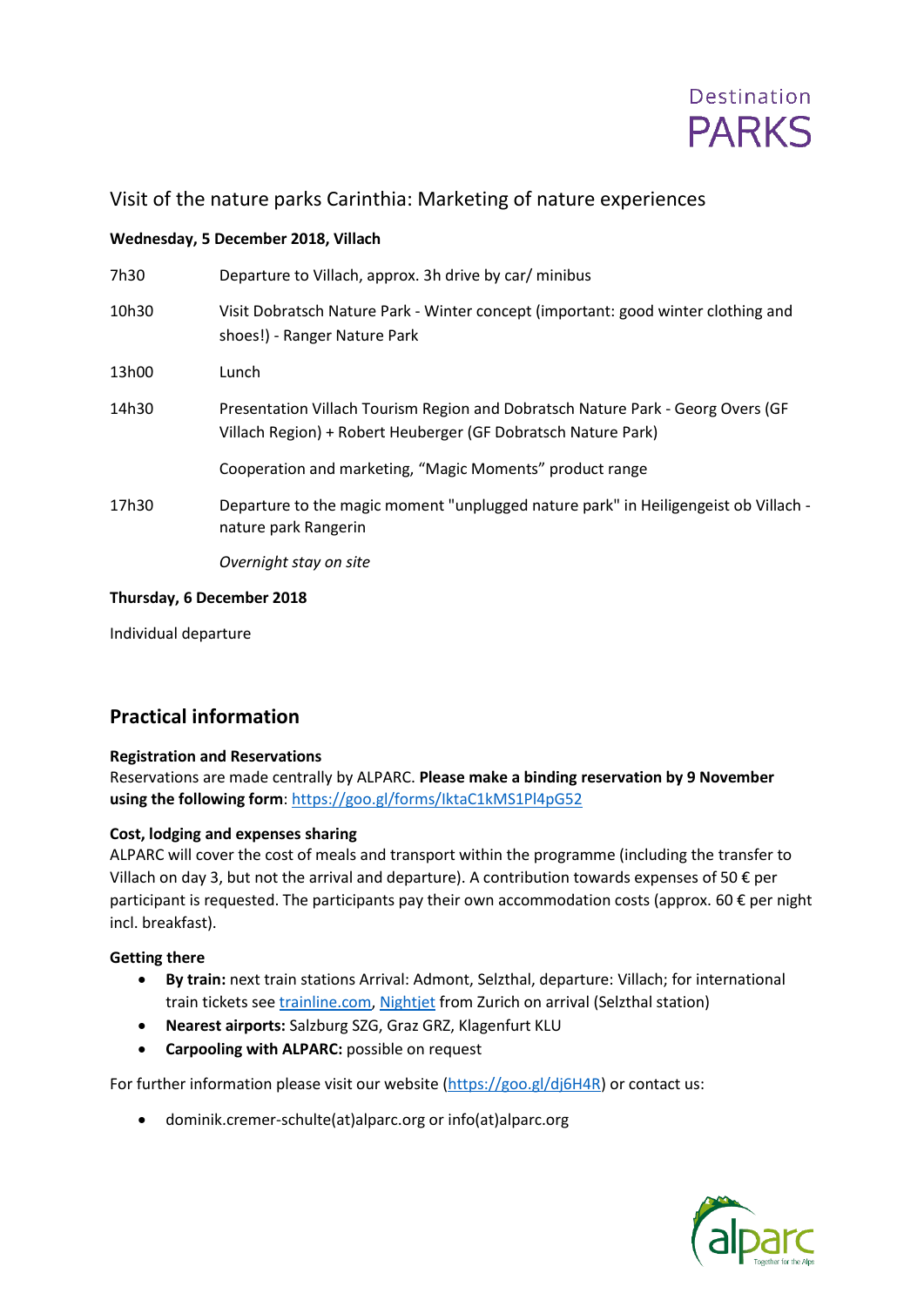## Visit of the nature parks Carinthia: Marketing of nature experiences

**Wednesday, 5 December 2018, Villach**

| | |
|---|---|
| 7h30 | Departure to Villach, approx. 3h drive by car/ minibus |
| 10h30 | Visit Dobratsch Nature Park - Winter concept (important: good winter clothing and shoes!) - Ranger Nature Park |
| 13h00 | Lunch |
| 14h30 | Presentation Villach Tourism Region and Dobratsch Nature Park - Georg Overs (GF Villach Region) + Robert Heuberger (GF Dobratsch Nature Park) |
| | Cooperation and marketing, "Magic Moments" product range |
| 17h30 | Departure to the magic moment "unplugged nature park" in Heiligengeist ob Villach - nature park Rangerin |
| | *Overnight stay on site* |

**Thursday, 6 December 2018**

Individual departure

## Practical information

**Registration and Reservations**
Reservations are made centrally by ALPARC. **Please make a binding reservation by 9 November using the following form**: https://goo.gl/forms/IktaC1kMS1Pl4pG52

**Cost, lodging and expenses sharing**
ALPARC will cover the cost of meals and transport within the programme (including the transfer to Villach on day 3, but not the arrival and departure). A contribution towards expenses of 50 € per participant is requested. The participants pay their own accommodation costs (approx. 60 € per night incl. breakfast).

**Getting there**

- **By train:** next train stations Arrival: Admont, Selzthal, departure: Villach; for international train tickets see trainline.com, Nightjet from Zurich on arrival (Selzthal station)
- **Nearest airports:** Salzburg SZG, Graz GRZ, Klagenfurt KLU
- **Carpooling with ALPARC:** possible on request

For further information please visit our website (https://goo.gl/dj6H4R) or contact us:

- dominik.cremer-schulte(at)alparc.org or info(at)alparc.org